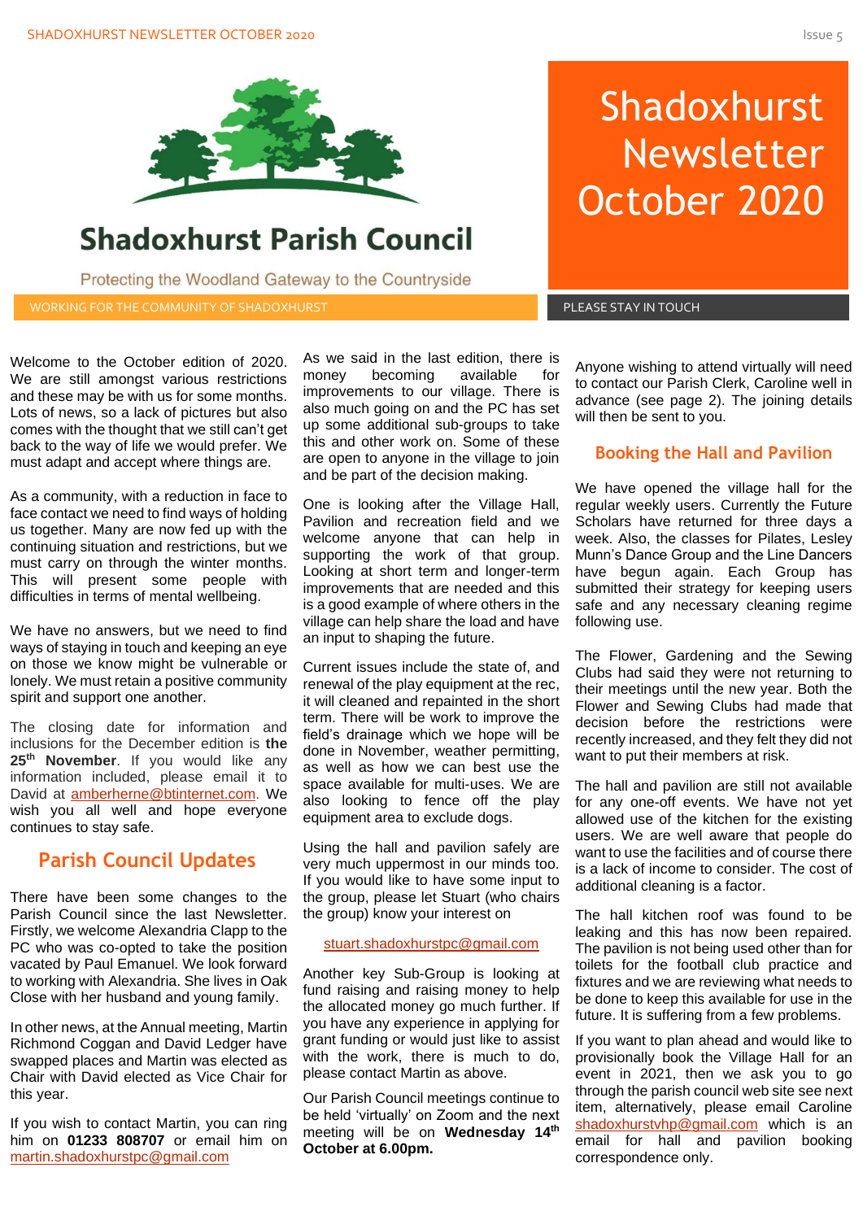# Shadoxhurst Parish Council

Protecting the Woodland Gateway to the Countryside

WORKING FOR THE COMMUNITY OF SHADOXHURST

# Shadoxhurst Newsletter October 2020

PLEASE STAY IN TOUCH

Welcome to the October edition of 2020. We are still amongst various restrictions and these may be with us for some months. Lots of news, so a lack of pictures but also comes with the thought that we still can't get back to the way of life we would prefer. We must adapt and accept where things are.

As a community, with a reduction in face to face contact we need to find ways of holding us together. Many are now fed up with the continuing situation and restrictions, but we must carry on through the winter months. This will present some people with difficulties in terms of mental wellbeing.

We have no answers, but we need to find ways of staying in touch and keeping an eye on those we know might be vulnerable or lonely. We must retain a positive community spirit and support one another.

The closing date for information and inclusions for the December edition is **the 25th November**. If you would like any information included, please email it to David at amberherne@btinternet.com. We wish you all well and hope everyone continues to stay safe.

## Parish Council Updates

There have been some changes to the Parish Council since the last Newsletter. Firstly, we welcome Alexandria Clapp to the PC who was co-opted to take the position vacated by Paul Emanuel. We look forward to working with Alexandria. She lives in Oak Close with her husband and young family.

In other news, at the Annual meeting, Martin Richmond Coggan and David Ledger have swapped places and Martin was elected as Chair with David elected as Vice Chair for this year.

If you wish to contact Martin, you can ring him on **01233 808707** or email him on martin.shadoxhurstpc@gmail.com

As we said in the last edition, there is money becoming available for improvements to our village. There is also much going on and the PC has set up some additional sub-groups to take this and other work on. Some of these are open to anyone in the village to join and be part of the decision making.

One is looking after the Village Hall, Pavilion and recreation field and we welcome anyone that can help in supporting the work of that group. Looking at short term and longer-term improvements that are needed and this is a good example of where others in the village can help share the load and have an input to shaping the future.

Current issues include the state of, and renewal of the play equipment at the rec, it will cleaned and repainted in the short term. There will be work to improve the field's drainage which we hope will be done in November, weather permitting, as well as how we can best use the space available for multi-uses. We are also looking to fence off the play equipment area to exclude dogs.

Using the hall and pavilion safely are very much uppermost in our minds too. If you would like to have some input to the group, please let Stuart (who chairs the group) know your interest on

stuart.shadoxhurstpc@gmail.com

Another key Sub-Group is looking at fund raising and raising money to help the allocated money go much further. If you have any experience in applying for grant funding or would just like to assist with the work, there is much to do, please contact Martin as above.

Our Parish Council meetings continue to be held 'virtually' on Zoom and the next meeting will be on **Wednesday 14th October at 6.00pm.**

Anyone wishing to attend virtually will need to contact our Parish Clerk, Caroline well in advance (see page 2). The joining details will then be sent to you.

## Booking the Hall and Pavilion

We have opened the village hall for the regular weekly users. Currently the Future Scholars have returned for three days a week. Also, the classes for Pilates, Lesley Munn's Dance Group and the Line Dancers have begun again. Each Group has submitted their strategy for keeping users safe and any necessary cleaning regime following use.

The Flower, Gardening and the Sewing Clubs had said they were not returning to their meetings until the new year. Both the Flower and Sewing Clubs had made that decision before the restrictions were recently increased, and they felt they did not want to put their members at risk.

The hall and pavilion are still not available for any one-off events. We have not yet allowed use of the kitchen for the existing users. We are well aware that people do want to use the facilities and of course there is a lack of income to consider. The cost of additional cleaning is a factor.

The hall kitchen roof was found to be leaking and this has now been repaired. The pavilion is not being used other than for toilets for the football club practice and fixtures and we are reviewing what needs to be done to keep this available for use in the future. It is suffering from a few problems.

If you want to plan ahead and would like to provisionally book the Village Hall for an event in 2021, then we ask you to go through the parish council web site see next item, alternatively, please email Caroline shadoxhurstvhp@gmail.com which is an email for hall and pavilion booking correspondence only.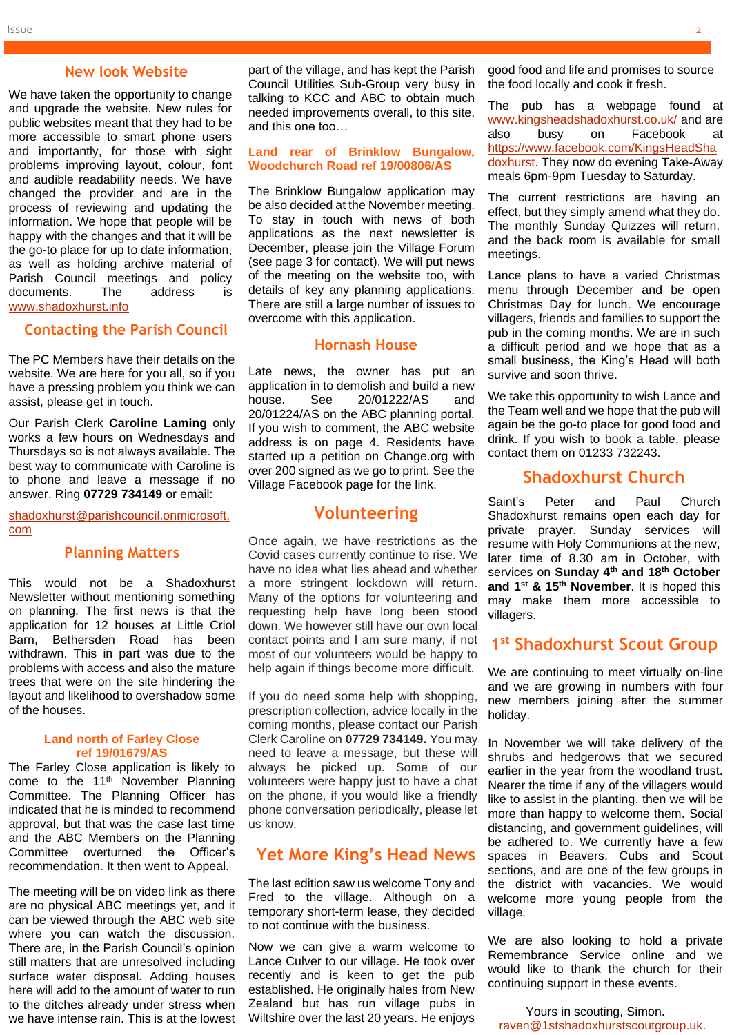## New look Website

We have taken the opportunity to change and upgrade the website. New rules for public websites meant that they had to be more accessible to smart phone users and importantly, for those with sight problems improving layout, colour, font and audible readability needs. We have changed the provider and are in the process of reviewing and updating the information. We hope that people will be happy with the changes and that it will be the go-to place for up to date information, as well as holding archive material of Parish Council meetings and policy documents. The address is www.shadoxhurst.info

## Contacting the Parish Council

The PC Members have their details on the website. We are here for you all, so if you have a pressing problem you think we can assist, please get in touch.

Our Parish Clerk **Caroline Laming** only works a few hours on Wednesdays and Thursdays so is not always available. The best way to communicate with Caroline is to phone and leave a message if no answer. Ring **07729 734149** or email:

shadoxhurst@parishcouncil.onmicrosoft.com

## Planning Matters

This would not be a Shadoxhurst Newsletter without mentioning something on planning. The first news is that the application for 12 houses at Little Criol Barn, Bethersden Road has been withdrawn. This in part was due to the problems with access and also the mature trees that were on the site hindering the layout and likelihood to overshadow some of the houses.

### Land north of Farley Close ref 19/01679/AS

The Farley Close application is likely to come to the 11th November Planning Committee. The Planning Officer has indicated that he is minded to recommend approval, but that was the case last time and the ABC Members on the Planning Committee overturned the Officer's recommendation. It then went to Appeal.

The meeting will be on video link as there are no physical ABC meetings yet, and it can be viewed through the ABC web site where you can watch the discussion. There are, in the Parish Council's opinion still matters that are unresolved including surface water disposal. Adding houses here will add to the amount of water to run to the ditches already under stress when we have intense rain. This is at the lowest part of the village, and has kept the Parish Council Utilities Sub-Group very busy in talking to KCC and ABC to obtain much needed improvements overall, to this site, and this one too…

### Land rear of Brinklow Bungalow, Woodchurch Road ref 19/00806/AS

The Brinklow Bungalow application may be also decided at the November meeting. To stay in touch with news of both applications as the next newsletter is December, please join the Village Forum (see page 3 for contact). We will put news of the meeting on the website too, with details of key any planning applications. There are still a large number of issues to overcome with this application.

## Hornash House

Late news, the owner has put an application in to demolish and build a new house. See 20/01222/AS and 20/01224/AS on the ABC planning portal. If you wish to comment, the ABC website address is on page 4. Residents have started up a petition on Change.org with over 200 signed as we go to print. See the Village Facebook page for the link.

## Volunteering

Once again, we have restrictions as the Covid cases currently continue to rise. We have no idea what lies ahead and whether a more stringent lockdown will return. Many of the options for volunteering and requesting help have long been stood down. We however still have our own local contact points and I am sure many, if not most of our volunteers would be happy to help again if things become more difficult.

If you do need some help with shopping, prescription collection, advice locally in the coming months, please contact our Parish Clerk Caroline on **07729 734149.** You may need to leave a message, but these will always be picked up. Some of our volunteers were happy just to have a chat on the phone, if you would like a friendly phone conversation periodically, please let us know.

## Yet More King's Head News

The last edition saw us welcome Tony and Fred to the village. Although on a temporary short-term lease, they decided to not continue with the business.

Now we can give a warm welcome to Lance Culver to our village. He took over recently and is keen to get the pub established. He originally hales from New Zealand but has run village pubs in Wiltshire over the last 20 years. He enjoys good food and life and promises to source the food locally and cook it fresh.

The pub has a webpage found at www.kingsheadshadoxhurst.co.uk/ and are also busy on Facebook at https://www.facebook.com/KingsHeadShadoxhurst. They now do evening Take-Away meals 6pm-9pm Tuesday to Saturday.

The current restrictions are having an effect, but they simply amend what they do. The monthly Sunday Quizzes will return, and the back room is available for small meetings.

Lance plans to have a varied Christmas menu through December and be open Christmas Day for lunch. We encourage villagers, friends and families to support the pub in the coming months. We are in such a difficult period and we hope that as a small business, the King's Head will both survive and soon thrive.

We take this opportunity to wish Lance and the Team well and we hope that the pub will again be the go-to place for good food and drink. If you wish to book a table, please contact them on 01233 732243.

## Shadoxhurst Church

Saint's Peter and Paul Church Shadoxhurst remains open each day for private prayer. Sunday services will resume with Holy Communions at the new, later time of 8.30 am in October, with services on **Sunday 4th and 18th October and 1st & 15th November**. It is hoped this may make them more accessible to villagers.

## 1st Shadoxhurst Scout Group

We are continuing to meet virtually on-line and we are growing in numbers with four new members joining after the summer holiday.

In November we will take delivery of the shrubs and hedgerows that we secured earlier in the year from the woodland trust. Nearer the time if any of the villagers would like to assist in the planting, then we will be more than happy to welcome them. Social distancing, and government guidelines, will be adhered to. We currently have a few spaces in Beavers, Cubs and Scout sections, and are one of the few groups in the district with vacancies. We would welcome more young people from the village.

We are also looking to hold a private Remembrance Service online and we would like to thank the church for their continuing support in these events.

Yours in scouting, Simon.
raven@1stshadoxhurstscoutgroup.uk.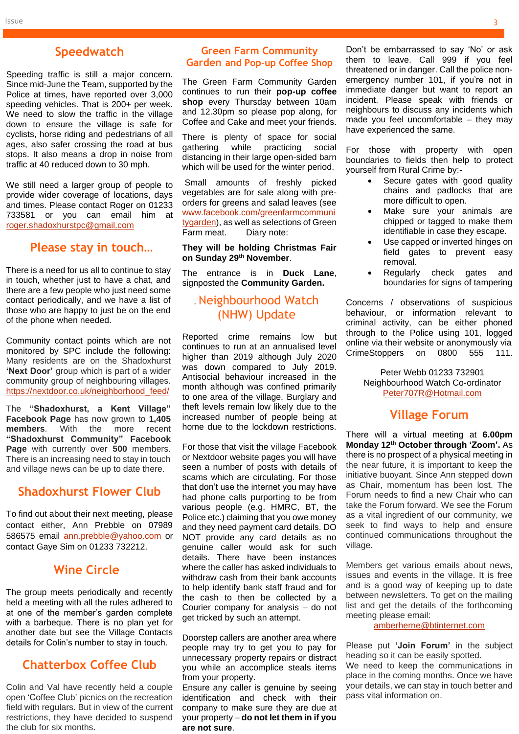## Speedwatch

Speeding traffic is still a major concern. Since mid-June the Team, supported by the Police at times, have reported over 3,000 speeding vehicles. That is 200+ per week. We need to slow the traffic in the village down to ensure the village is safe for cyclists, horse riding and pedestrians of all ages, also safer crossing the road at bus stops. It also means a drop in noise from traffic at 40 reduced down to 30 mph.

We still need a larger group of people to provide wider coverage of locations, days and times. Please contact Roger on 01233 733581 or you can email him at roger.shadoxhurstpc@gmail.com

## Please stay in touch…

There is a need for us all to continue to stay in touch, whether just to have a chat, and there are a few people who just need some contact periodically, and we have a list of those who are happy to just be on the end of the phone when needed.

Community contact points which are not monitored by SPC include the following: Many residents are on the Shadoxhurst **'Next Door'** group which is part of a wider community group of neighbouring villages. https://nextdoor.co.uk/neighborhood_feed/

The **"Shadoxhurst, a Kent Village" Facebook Page** has now grown to **1,405 members**. With the more recent **"Shadoxhurst Community" Facebook Page** with currently over **500** members. There is an increasing need to stay in touch and village news can be up to date there.

## Shadoxhurst Flower Club

To find out about their next meeting, please contact either, Ann Prebble on 07989 586575 email ann.prebble@yahoo.com or contact Gaye Sim on 01233 732212.

## Wine Circle

The group meets periodically and recently held a meeting with all the rules adhered to at one of the member's garden complete with a barbeque. There is no plan yet for another date but see the Village Contacts details for Colin's number to stay in touch.

## Chatterbox Coffee Club

Colin and Val have recently held a couple open 'Coffee Club' picnics on the recreation field with regulars. But in view of the current restrictions, they have decided to suspend the club for six months.

## Green Farm Community Garden and Pop-up Coffee Shop

The Green Farm Community Garden continues to run their **pop-up coffee shop** every Thursday between 10am and 12.30pm so please pop along, for Coffee and Cake and meet your friends.

There is plenty of space for social gathering while practicing social distancing in their large open-sided barn which will be used for the winter period.

Small amounts of freshly picked vegetables are for sale along with pre-orders for greens and salad leaves (see www.facebook.com/greenfarmcommunitygarden), as well as selections of Green Farm meat. Diary note:

**They will be holding Christmas Fair on Sunday 29th November**.

The entrance is in **Duck Lane**, signposted the **Community Garden.**

## Neighbourhood Watch (NHW) Update

Reported crime remains low but continues to run at an annualised level higher than 2019 although July 2020 was down compared to July 2019. Antisocial behaviour increased in the month although was confined primarily to one area of the village. Burglary and theft levels remain low likely due to the increased number of people being at home due to the lockdown restrictions.

For those that visit the village Facebook or Nextdoor website pages you will have seen a number of posts with details of scams which are circulating. For those that don't use the internet you may have had phone calls purporting to be from various people (e.g. HMRC, BT, the Police etc.) claiming that you owe money and they need payment card details. DO NOT provide any card details as no genuine caller would ask for such details. There have been instances where the caller has asked individuals to withdraw cash from their bank accounts to help identify bank staff fraud and for the cash to then be collected by a Courier company for analysis – do not get tricked by such an attempt.

Doorstep callers are another area where people may try to get you to pay for unnecessary property repairs or distract you while an accomplice steals items from your property.
Ensure any caller is genuine by seeing identification and check with their company to make sure they are due at your property – **do not let them in if you are not sure**.

Don't be embarrassed to say 'No' or ask them to leave. Call 999 if you feel threatened or in danger. Call the police non-emergency number 101, if you're not in immediate danger but want to report an incident. Please speak with friends or neighbours to discuss any incidents which made you feel uncomfortable – they may have experienced the same.

For those with property with open boundaries to fields then help to protect yourself from Rural Crime by:-

- Secure gates with good quality chains and padlocks that are more difficult to open.
- Make sure your animals are chipped or tagged to make them identifiable in case they escape.
- Use capped or inverted hinges on field gates to prevent easy removal.
- Regularly check gates and boundaries for signs of tampering

Concerns / observations of suspicious behaviour, or information relevant to criminal activity, can be either phoned through to the Police using 101, logged online via their website or anonymously via CrimeStoppers on 0800 555 111.

Peter Webb 01233 732901
Neighbourhood Watch Co-ordinator
Peter707R@Hotmail.com

## Village Forum

There will a virtual meeting at **6.00pm Monday 12th October through 'Zoom'.** As there is no prospect of a physical meeting in the near future, it is important to keep the initiative buoyant. Since Ann stepped down as Chair, momentum has been lost. The Forum needs to find a new Chair who can take the Forum forward. We see the Forum as a vital ingredient of our community, we seek to find ways to help and ensure continued communications throughout the village.

Members get various emails about news, issues and events in the village. It is free and is a good way of keeping up to date between newsletters. To get on the mailing list and get the details of the forthcoming meeting please email:
amberherne@btinternet.com

Please put **'Join Forum'** in the subject heading so it can be easily spotted.
We need to keep the communications in place in the coming months. Once we have your details, we can stay in touch better and pass vital information on.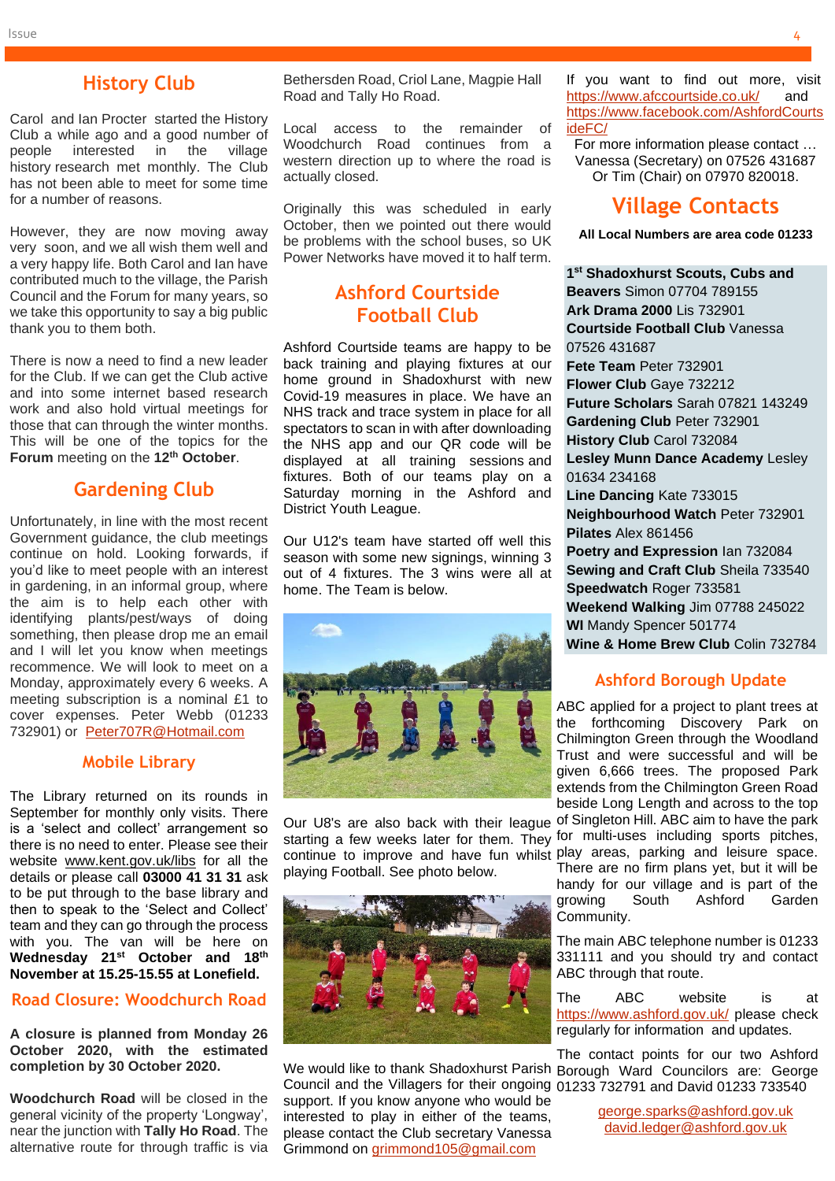## History Club

Carol and Ian Procter started the History Club a while ago and a good number of people interested in the village history research met monthly. The Club has not been able to meet for some time for a number of reasons.

However, they are now moving away very soon, and we all wish them well and a very happy life. Both Carol and Ian have contributed much to the village, the Parish Council and the Forum for many years, so we take this opportunity to say a big public thank you to them both.

There is now a need to find a new leader for the Club. If we can get the Club active and into some internet based research work and also hold virtual meetings for those that can through the winter months. This will be one of the topics for the **Forum** meeting on the **12th October**.

## Gardening Club

Unfortunately, in line with the most recent Government guidance, the club meetings continue on hold. Looking forwards, if you'd like to meet people with an interest in gardening, in an informal group, where the aim is to help each other with identifying plants/pest/ways of doing something, then please drop me an email and I will let you know when meetings recommence. We will look to meet on a Monday, approximately every 6 weeks. A meeting subscription is a nominal £1 to cover expenses. Peter Webb (01233 732901) or Peter707R@Hotmail.com

## Mobile Library

The Library returned on its rounds in September for monthly only visits. There is a 'select and collect' arrangement so there is no need to enter. Please see their website www.kent.gov.uk/libs for all the details or please call **03000 41 31 31** ask to be put through to the base library and then to speak to the 'Select and Collect' team and they can go through the process with you. The van will be here on **Wednesday 21st October and 18th November at 15.25-15.55 at Lonefield.**

## Road Closure: Woodchurch Road

**A closure is planned from Monday 26 October 2020, with the estimated completion by 30 October 2020.**

**Woodchurch Road** will be closed in the general vicinity of the property 'Longway', near the junction with **Tally Ho Road**. The alternative route for through traffic is via Bethersden Road, Criol Lane, Magpie Hall Road and Tally Ho Road.

Local access to the remainder of Woodchurch Road continues from a western direction up to where the road is actually closed.

Originally this was scheduled in early October, then we pointed out there would be problems with the school buses, so UK Power Networks have moved it to half term.

## Ashford Courtside Football Club

Ashford Courtside teams are happy to be back training and playing fixtures at our home ground in Shadoxhurst with new Covid-19 measures in place. We have an NHS track and trace system in place for all spectators to scan in with after downloading the NHS app and our QR code will be displayed at all training sessions and fixtures. Both of our teams play on a Saturday morning in the Ashford and District Youth League.

Our U12's team have started off well this season with some new signings, winning 3 out of 4 fixtures. The 3 wins were all at home. The Team is below.

Our U8's are also back with their league starting a few weeks later for them. They continue to improve and have fun whilst playing Football. See photo below.

We would like to thank Shadoxhurst Parish Council and the Villagers for their ongoing support. If you know anyone who would be interested to play in either of the teams, please contact the Club secretary Vanessa Grimmond on grimmond105@gmail.com

If you want to find out more, visit https://www.afccourtside.co.uk/ and https://www.facebook.com/AshfordCourtsideFC/

For more information please contact …
Vanessa (Secretary) on 07526 431687
Or Tim (Chair) on 07970 820018.

## Village Contacts

**All Local Numbers are area code 01233**

**1st Shadoxhurst Scouts, Cubs and Beavers** Simon 07704 789155
**Ark Drama 2000** Lis 732901
**Courtside Football Club** Vanessa 07526 431687
**Fete Team** Peter 732901
**Flower Club** Gaye 732212
**Future Scholars** Sarah 07821 143249
**Gardening Club** Peter 732901
**History Club** Carol 732084
**Lesley Munn Dance Academy** Lesley 01634 234168
**Line Dancing** Kate 733015
**Neighbourhood Watch** Peter 732901
**Pilates** Alex 861456
**Poetry and Expression** Ian 732084
**Sewing and Craft Club** Sheila 733540
**Speedwatch** Roger 733581
**Weekend Walking** Jim 07788 245022
**WI** Mandy Spencer 501774
**Wine & Home Brew Club** Colin 732784

## Ashford Borough Update

ABC applied for a project to plant trees at the forthcoming Discovery Park on Chilmington Green through the Woodland Trust and were successful and will be given 6,666 trees. The proposed Park extends from the Chilmington Green Road beside Long Length and across to the top of Singleton Hill. ABC aim to have the park for multi-uses including sports pitches, play areas, parking and leisure space. There are no firm plans yet, but it will be handy for our village and is part of the growing South Ashford Garden Community.

The main ABC telephone number is 01233 331111 and you should try and contact ABC through that route.

The ABC website is at https://www.ashford.gov.uk/ please check regularly for information and updates.

The contact points for our two Ashford Borough Ward Councilors are: George 01233 732791 and David 01233 733540

george.sparks@ashford.gov.uk
david.ledger@ashford.gov.uk